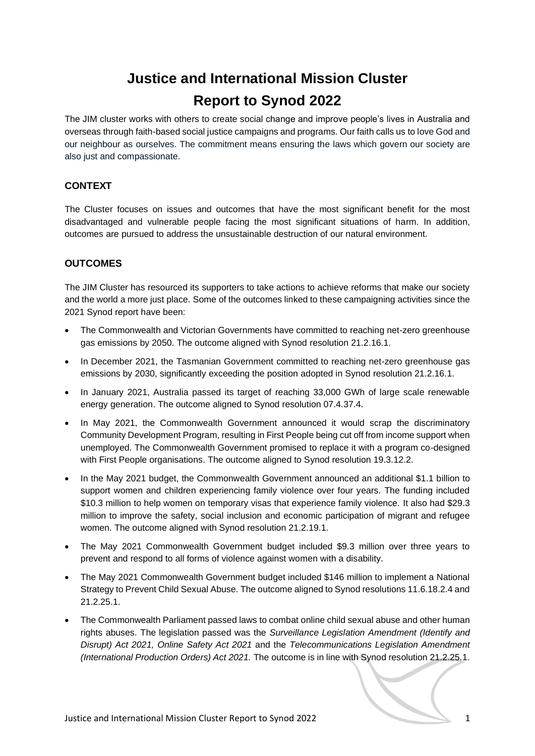# Justice and International Mission Cluster

# Report to Synod 2022

The JIM cluster works with others to create social change and improve people's lives in Australia and overseas through faith-based social justice campaigns and programs. Our faith calls us to love God and our neighbour as ourselves. The commitment means ensuring the laws which govern our society are also just and compassionate.

## CONTEXT

The Cluster focuses on issues and outcomes that have the most significant benefit for the most disadvantaged and vulnerable people facing the most significant situations of harm. In addition, outcomes are pursued to address the unsustainable destruction of our natural environment.

## OUTCOMES

The JIM Cluster has resourced its supporters to take actions to achieve reforms that make our society and the world a more just place. Some of the outcomes linked to these campaigning activities since the 2021 Synod report have been:

- The Commonwealth and Victorian Governments have committed to reaching net-zero greenhouse gas emissions by 2050. The outcome aligned with Synod resolution 21.2.16.1.
- In December 2021, the Tasmanian Government committed to reaching net-zero greenhouse gas emissions by 2030, significantly exceeding the position adopted in Synod resolution 21.2.16.1.
- In January 2021, Australia passed its target of reaching 33,000 GWh of large scale renewable energy generation. The outcome aligned to Synod resolution 07.4.37.4.
- In May 2021, the Commonwealth Government announced it would scrap the discriminatory Community Development Program, resulting in First People being cut off from income support when unemployed. The Commonwealth Government promised to replace it with a program co-designed with First People organisations. The outcome aligned to Synod resolution 19.3.12.2.
- In the May 2021 budget, the Commonwealth Government announced an additional $1.1 billion to support women and children experiencing family violence over four years. The funding included $10.3 million to help women on temporary visas that experience family violence. It also had $29.3 million to improve the safety, social inclusion and economic participation of migrant and refugee women. The outcome aligned with Synod resolution 21.2.19.1.
- The May 2021 Commonwealth Government budget included $9.3 million over three years to prevent and respond to all forms of violence against women with a disability.
- The May 2021 Commonwealth Government budget included $146 million to implement a National Strategy to Prevent Child Sexual Abuse. The outcome aligned to Synod resolutions 11.6.18.2.4 and 21.2.25.1.
- The Commonwealth Parliament passed laws to combat online child sexual abuse and other human rights abuses. The legislation passed was the *Surveillance Legislation Amendment (Identify and Disrupt) Act 2021, Online Safety Act 2021* and the *Telecommunications Legislation Amendment (International Production Orders) Act 2021.* The outcome is in line with Synod resolution 21.2.25.1.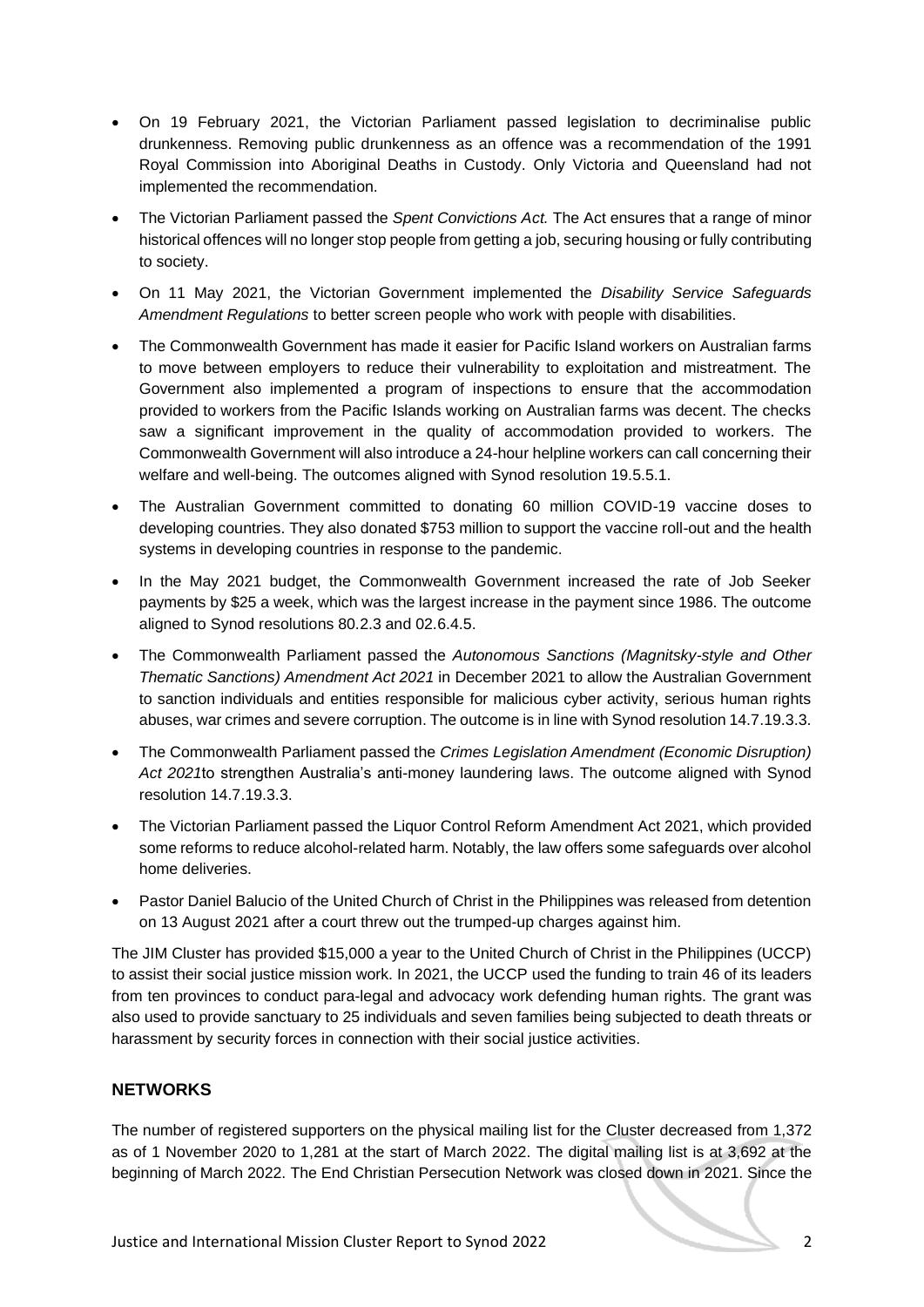- On 19 February 2021, the Victorian Parliament passed legislation to decriminalise public drunkenness. Removing public drunkenness as an offence was a recommendation of the 1991 Royal Commission into Aboriginal Deaths in Custody. Only Victoria and Queensland had not implemented the recommendation.
- The Victorian Parliament passed the *Spent Convictions Act.* The Act ensures that a range of minor historical offences will no longer stop people from getting a job, securing housing or fully contributing to society.
- On 11 May 2021, the Victorian Government implemented the *Disability Service Safeguards Amendment Regulations* to better screen people who work with people with disabilities.
- The Commonwealth Government has made it easier for Pacific Island workers on Australian farms to move between employers to reduce their vulnerability to exploitation and mistreatment. The Government also implemented a program of inspections to ensure that the accommodation provided to workers from the Pacific Islands working on Australian farms was decent. The checks saw a significant improvement in the quality of accommodation provided to workers. The Commonwealth Government will also introduce a 24-hour helpline workers can call concerning their welfare and well-being. The outcomes aligned with Synod resolution 19.5.5.1.
- The Australian Government committed to donating 60 million COVID-19 vaccine doses to developing countries. They also donated $753 million to support the vaccine roll-out and the health systems in developing countries in response to the pandemic.
- In the May 2021 budget, the Commonwealth Government increased the rate of Job Seeker payments by $25 a week, which was the largest increase in the payment since 1986. The outcome aligned to Synod resolutions 80.2.3 and 02.6.4.5.
- The Commonwealth Parliament passed the *Autonomous Sanctions (Magnitsky-style and Other Thematic Sanctions) Amendment Act 2021* in December 2021 to allow the Australian Government to sanction individuals and entities responsible for malicious cyber activity, serious human rights abuses, war crimes and severe corruption. The outcome is in line with Synod resolution 14.7.19.3.3.
- The Commonwealth Parliament passed the *Crimes Legislation Amendment (Economic Disruption) Act 2021*to strengthen Australia's anti-money laundering laws. The outcome aligned with Synod resolution 14.7.19.3.3.
- The Victorian Parliament passed the Liquor Control Reform Amendment Act 2021, which provided some reforms to reduce alcohol-related harm. Notably, the law offers some safeguards over alcohol home deliveries.
- Pastor Daniel Balucio of the United Church of Christ in the Philippines was released from detention on 13 August 2021 after a court threw out the trumped-up charges against him.

The JIM Cluster has provided $15,000 a year to the United Church of Christ in the Philippines (UCCP) to assist their social justice mission work. In 2021, the UCCP used the funding to train 46 of its leaders from ten provinces to conduct para-legal and advocacy work defending human rights. The grant was also used to provide sanctuary to 25 individuals and seven families being subjected to death threats or harassment by security forces in connection with their social justice activities.

## NETWORKS

The number of registered supporters on the physical mailing list for the Cluster decreased from 1,372 as of 1 November 2020 to 1,281 at the start of March 2022. The digital mailing list is at 3,692 at the beginning of March 2022. The End Christian Persecution Network was closed down in 2021. Since the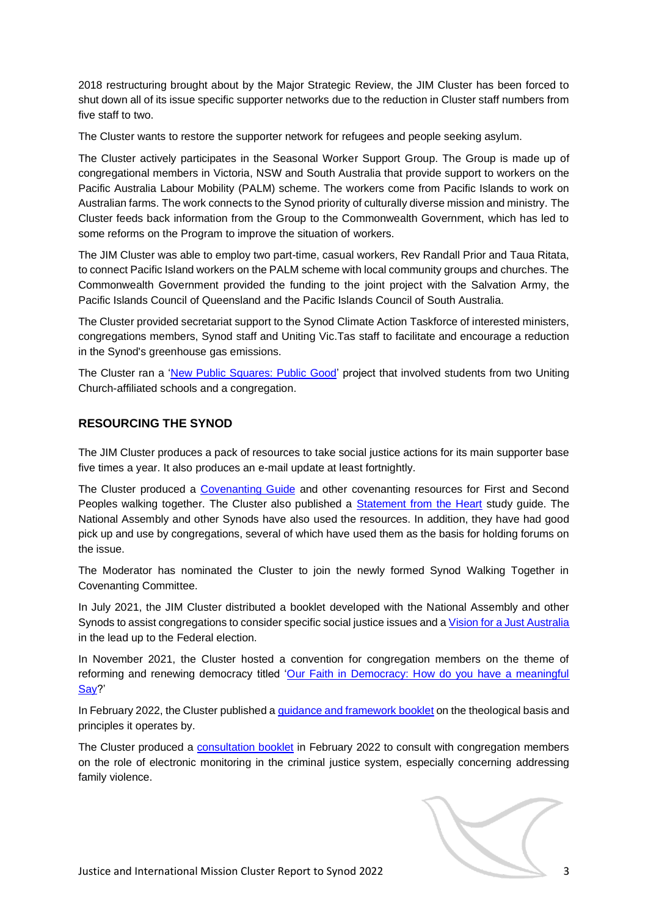2018 restructuring brought about by the Major Strategic Review, the JIM Cluster has been forced to shut down all of its issue specific supporter networks due to the reduction in Cluster staff numbers from five staff to two.

The Cluster wants to restore the supporter network for refugees and people seeking asylum.

The Cluster actively participates in the Seasonal Worker Support Group. The Group is made up of congregational members in Victoria, NSW and South Australia that provide support to workers on the Pacific Australia Labour Mobility (PALM) scheme. The workers come from Pacific Islands to work on Australian farms. The work connects to the Synod priority of culturally diverse mission and ministry. The Cluster feeds back information from the Group to the Commonwealth Government, which has led to some reforms on the Program to improve the situation of workers.

The JIM Cluster was able to employ two part-time, casual workers, Rev Randall Prior and Taua Ritata, to connect Pacific Island workers on the PALM scheme with local community groups and churches. The Commonwealth Government provided the funding to the joint project with the Salvation Army, the Pacific Islands Council of Queensland and the Pacific Islands Council of South Australia.

The Cluster provided secretariat support to the Synod Climate Action Taskforce of interested ministers, congregations members, Synod staff and Uniting Vic.Tas staff to facilitate and encourage a reduction in the Synod's greenhouse gas emissions.

The Cluster ran a 'New Public Squares: Public Good' project that involved students from two Uniting Church-affiliated schools and a congregation.

## RESOURCING THE SYNOD

The JIM Cluster produces a pack of resources to take social justice actions for its main supporter base five times a year. It also produces an e-mail update at least fortnightly.

The Cluster produced a Covenanting Guide and other covenanting resources for First and Second Peoples walking together. The Cluster also published a Statement from the Heart study guide. The National Assembly and other Synods have also used the resources. In addition, they have had good pick up and use by congregations, several of which have used them as the basis for holding forums on the issue.

The Moderator has nominated the Cluster to join the newly formed Synod Walking Together in Covenanting Committee.

In July 2021, the JIM Cluster distributed a booklet developed with the National Assembly and other Synods to assist congregations to consider specific social justice issues and a Vision for a Just Australia in the lead up to the Federal election.

In November 2021, the Cluster hosted a convention for congregation members on the theme of reforming and renewing democracy titled 'Our Faith in Democracy: How do you have a meaningful Say?'

In February 2022, the Cluster published a guidance and framework booklet on the theological basis and principles it operates by.

The Cluster produced a consultation booklet in February 2022 to consult with congregation members on the role of electronic monitoring in the criminal justice system, especially concerning addressing family violence.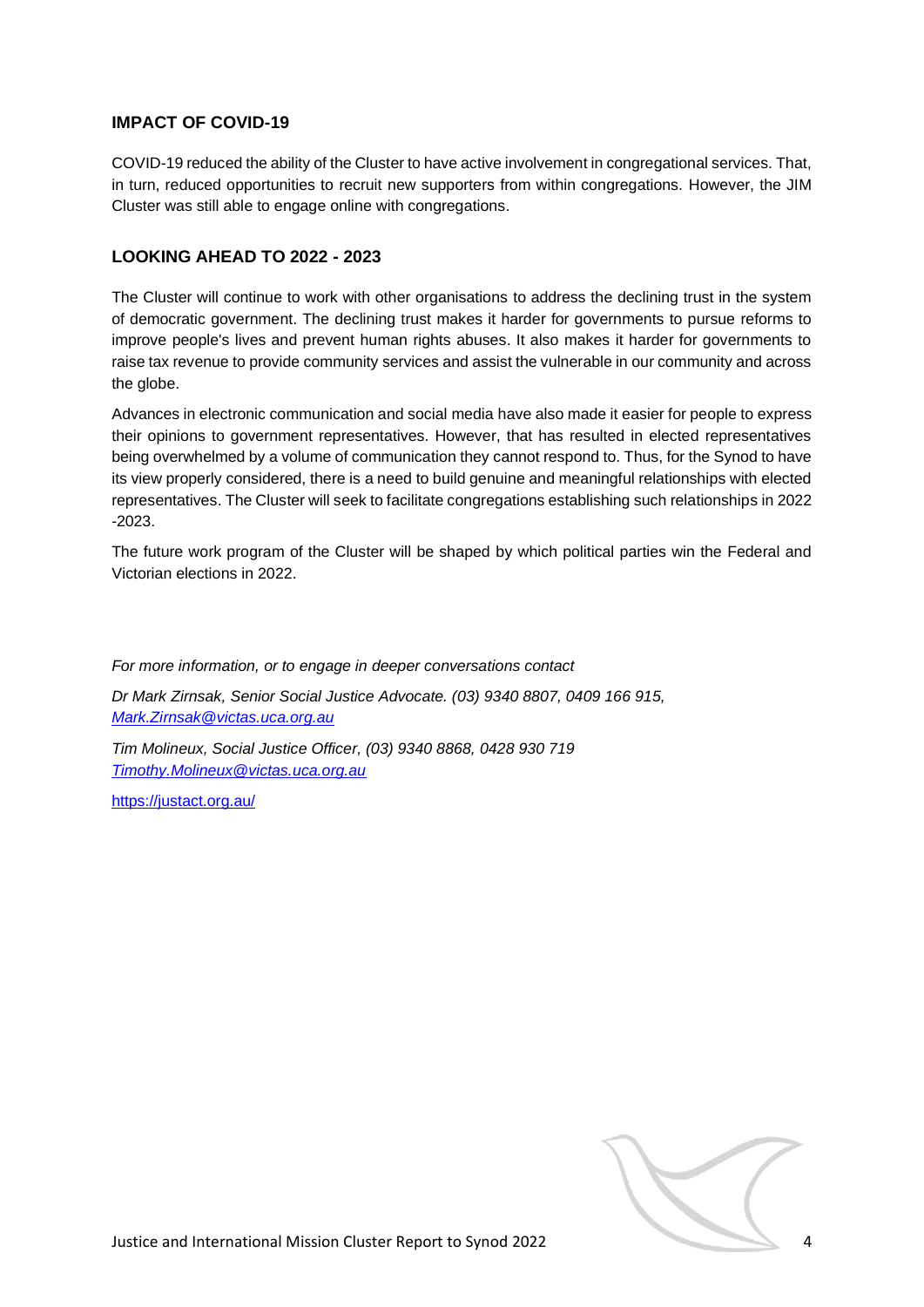## IMPACT OF COVID-19

COVID-19 reduced the ability of the Cluster to have active involvement in congregational services. That, in turn, reduced opportunities to recruit new supporters from within congregations. However, the JIM Cluster was still able to engage online with congregations.

## LOOKING AHEAD TO 2022 - 2023

The Cluster will continue to work with other organisations to address the declining trust in the system of democratic government. The declining trust makes it harder for governments to pursue reforms to improve people's lives and prevent human rights abuses. It also makes it harder for governments to raise tax revenue to provide community services and assist the vulnerable in our community and across the globe.

Advances in electronic communication and social media have also made it easier for people to express their opinions to government representatives. However, that has resulted in elected representatives being overwhelmed by a volume of communication they cannot respond to. Thus, for the Synod to have its view properly considered, there is a need to build genuine and meaningful relationships with elected representatives. The Cluster will seek to facilitate congregations establishing such relationships in 2022 -2023.

The future work program of the Cluster will be shaped by which political parties win the Federal and Victorian elections in 2022.

*For more information, or to engage in deeper conversations contact*

*Dr Mark Zirnsak, Senior Social Justice Advocate. (03) 9340 8807, 0409 166 915,*
*[Mark.Zirnsak@victas.uca.org.au](mailto:Mark.Zirnsak@victas.uca.org.au)*

*Tim Molineux, Social Justice Officer, (03) 9340 8868, 0428 930 719*
*[Timothy.Molineux@victas.uca.org.au](mailto:Timothy.Molineux@victas.uca.org.au)*

[https://justact.org.au/](https://justact.org.au/)